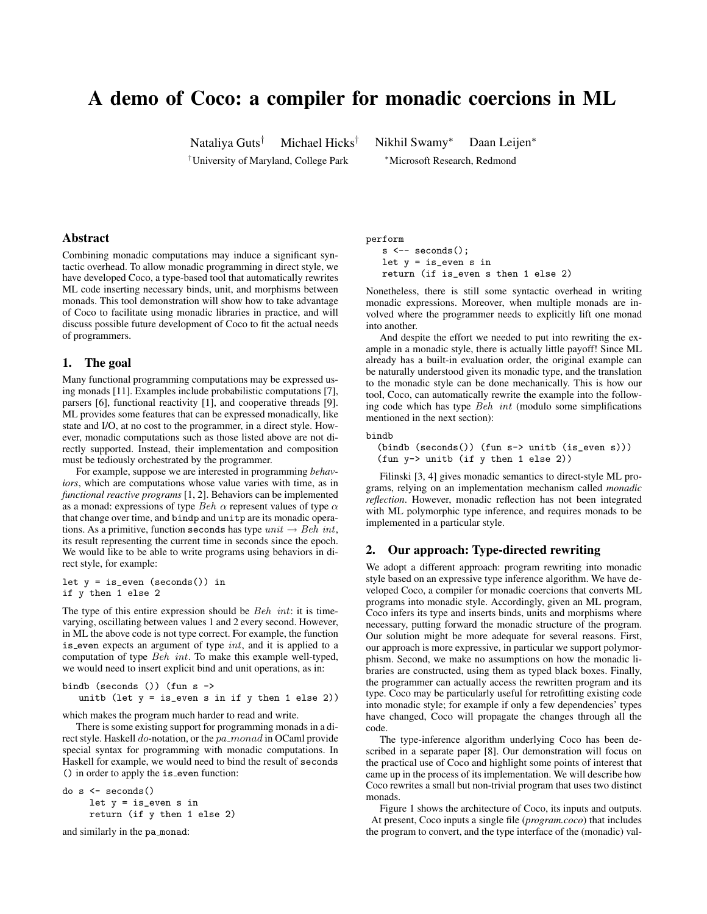# A demo of Coco: a compiler for monadic coercions in ML

Nataliya Guts[†] Michael Hicks[†] Nikhil Swamy[*] Daan Leijen[*]

[†]University of Maryland, College Park [*]Microsoft Research, Redmond

## Abstract

Combining monadic computations may induce a significant syntactic overhead. To allow monadic programming in direct style, we have developed Coco, a type-based tool that automatically rewrites ML code inserting necessary binds, unit, and morphisms between monads. This tool demonstration will show how to take advantage of Coco to facilitate using monadic libraries in practice, and will discuss possible future development of Coco to fit the actual needs of programmers.

## 1. The goal

Many functional programming computations may be expressed using monads [11]. Examples include probabilistic computations [7], parsers [6], functional reactivity [1], and cooperative threads [9]. ML provides some features that can be expressed monadically, like state and I/O, at no cost to the programmer, in a direct style. However, monadic computations such as those listed above are not directly supported. Instead, their implementation and composition must be tediously orchestrated by the programmer.

For example, suppose we are interested in programming *behaviors*, which are computations whose value varies with time, as in *functional reactive programs* [1, 2]. Behaviors can be implemented as a monad: expressions of type $Beh\ \alpha$ represent values of type $\alpha$ that change over time, and `bindp` and `unitp` are its monadic operations. As a primitive, function `seconds` has type $unit \rightarrow Beh\ int$, its result representing the current time in seconds since the epoch. We would like to be able to write programs using behaviors in direct style, for example:

```
let y = is_even (seconds()) in
if y then 1 else 2
```

The type of this entire expression should be $Beh\ int$: it is time-varying, oscillating between values 1 and 2 every second. However, in ML the above code is not type correct. For example, the function `is_even` expects an argument of type $int$, and it is applied to a computation of type $Beh\ int$. To make this example well-typed, we would need to insert explicit bind and unit operations, as in:

```
bindb (seconds ()) (fun s ->
   unitb (let y = is_even s in if y then 1 else 2))
```

which makes the program much harder to read and write.

There is some existing support for programming monads in a direct style. Haskell *do*-notation, or the $pa\_monad$ in OCaml provide special syntax for programming with monadic computations. In Haskell for example, we would need to bind the result of `seconds ()` in order to apply the `is_even` function:

```
do s <- seconds()
     let y = is_even s in
     return (if y then 1 else 2)
```

and similarly in the pa_monad:

```
perform
   s <-- seconds();
   let y = is_even s in
   return (if is_even s then 1 else 2)
```

Nonetheless, there is still some syntactic overhead in writing monadic expressions. Moreover, when multiple monads are involved where the programmer needs to explicitly lift one monad into another.

And despite the effort we needed to put into rewriting the example in a monadic style, there is actually little payoff! Since ML already has a built-in evaluation order, the original example can be naturally understood given its monadic type, and the translation to the monadic style can be done mechanically. This is how our tool, Coco, can automatically rewrite the example into the following code which has type $Beh\ int$ (modulo some simplifications mentioned in the next section):

```
bindb
  (bindb (seconds()) (fun s-> unitb (is_even s)))
  (fun y-> unitb (if y then 1 else 2))
```

Filinski [3, 4] gives monadic semantics to direct-style ML programs, relying on an implementation mechanism called *monadic reflection*. However, monadic reflection has not been integrated with ML polymorphic type inference, and requires monads to be implemented in a particular style.

## 2. Our approach: Type-directed rewriting

We adopt a different approach: program rewriting into monadic style based on an expressive type inference algorithm. We have developed Coco, a compiler for monadic coercions that converts ML programs into monadic style. Accordingly, given an ML program, Coco infers its type and inserts binds, units and morphisms where necessary, putting forward the monadic structure of the program. Our solution might be more adequate for several reasons. First, our approach is more expressive, in particular we support polymorphism. Second, we make no assumptions on how the monadic libraries are constructed, using them as typed black boxes. Finally, the programmer can actually access the rewritten program and its type. Coco may be particularly useful for retrofitting existing code into monadic style; for example if only a few dependencies' types have changed, Coco will propagate the changes through all the code.

The type-inference algorithm underlying Coco has been described in a separate paper [8]. Our demonstration will focus on the practical use of Coco and highlight some points of interest that came up in the process of its implementation. We will describe how Coco rewrites a small but non-trivial program that uses two distinct monads.

Figure 1 shows the architecture of Coco, its inputs and outputs. At present, Coco inputs a single file (*program.coco*) that includes the program to convert, and the type interface of the (monadic) val-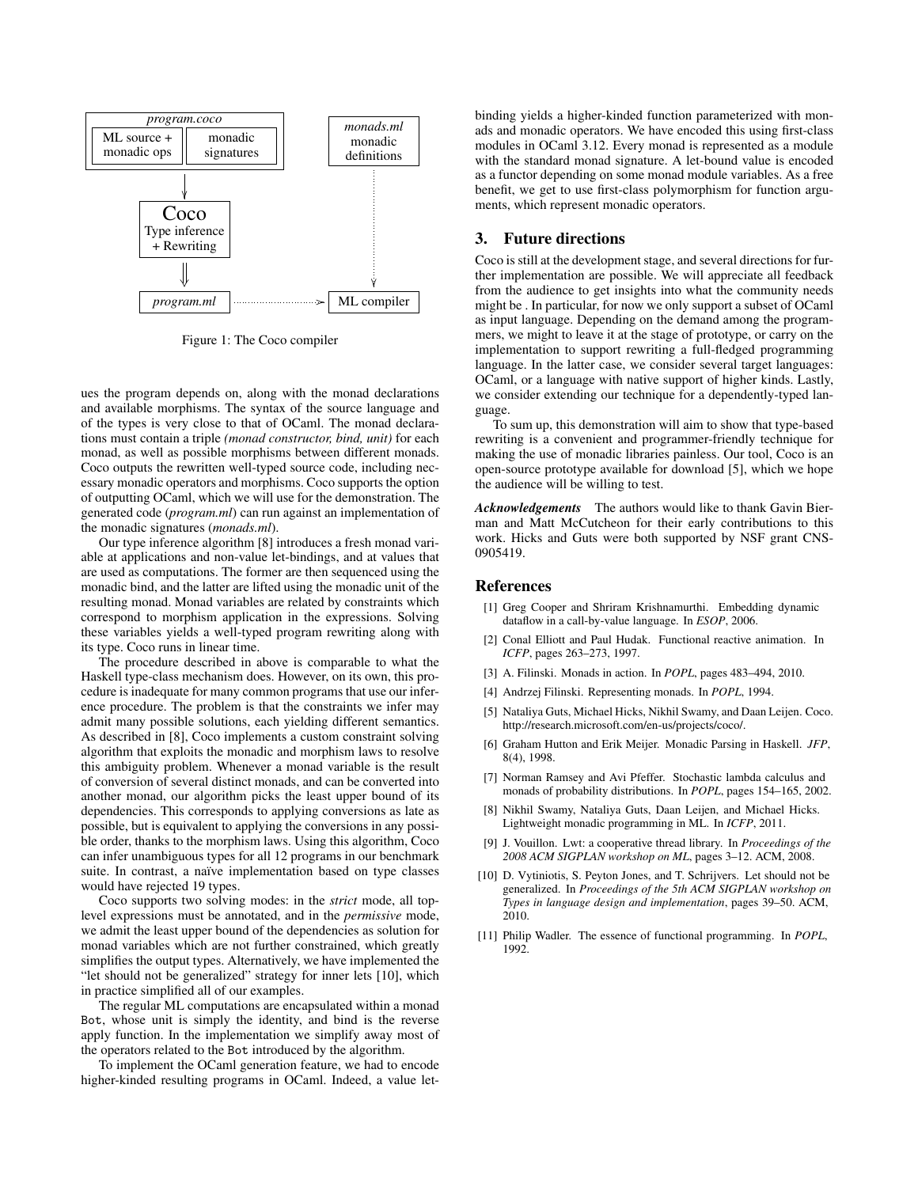program.coco

ML source + monadic ops

monadic signatures

monads.ml monadic definitions

Coco Type inference + Rewriting

program.ml

ML compiler

Figure 1: The Coco compiler

ues the program depends on, along with the monad declarations and available morphisms. The syntax of the source language and of the types is very close to that of OCaml. The monad declarations must contain a triple *(monad constructor, bind, unit)* for each monad, as well as possible morphisms between different monads. Coco outputs the rewritten well-typed source code, including necessary monadic operators and morphisms. Coco supports the option of outputting OCaml, which we will use for the demonstration. The generated code (*program.ml*) can run against an implementation of the monadic signatures (*monads.ml*).

Our type inference algorithm [8] introduces a fresh monad variable at applications and non-value let-bindings, and at values that are used as computations. The former are then sequenced using the monadic bind, and the latter are lifted using the monadic unit of the resulting monad. Monad variables are related by constraints which correspond to morphism application in the expressions. Solving these variables yields a well-typed program rewriting along with its type. Coco runs in linear time.

The procedure described in above is comparable to what the Haskell type-class mechanism does. However, on its own, this procedure is inadequate for many common programs that use our inference procedure. The problem is that the constraints we infer may admit many possible solutions, each yielding different semantics. As described in [8], Coco implements a custom constraint solving algorithm that exploits the monadic and morphism laws to resolve this ambiguity problem. Whenever a monad variable is the result of conversion of several distinct monads, and can be converted into another monad, our algorithm picks the least upper bound of its dependencies. This corresponds to applying conversions as late as possible, but is equivalent to applying the conversions in any possible order, thanks to the morphism laws. Using this algorithm, Coco can infer unambiguous types for all 12 programs in our benchmark suite. In contrast, a naïve implementation based on type classes would have rejected 19 types.

Coco supports two solving modes: in the *strict* mode, all top-level expressions must be annotated, and in the *permissive* mode, we admit the least upper bound of the dependencies as solution for monad variables which are not further constrained, which greatly simplifies the output types. Alternatively, we have implemented the "let should not be generalized" strategy for inner lets [10], which in practice simplified all of our examples.

The regular ML computations are encapsulated within a monad `Bot`, whose unit is simply the identity, and bind is the reverse apply function. In the implementation we simplify away most of the operators related to the `Bot` introduced by the algorithm.

To implement the OCaml generation feature, we had to encode higher-kinded resulting programs in OCaml. Indeed, a value let-binding yields a higher-kinded function parameterized with monads and monadic operators. We have encoded this using first-class modules in OCaml 3.12. Every monad is represented as a module with the standard monad signature. A let-bound value is encoded as a functor depending on some monad module variables. As a free benefit, we get to use first-class polymorphism for function arguments, which represent monadic operators.

## 3. Future directions

Coco is still at the development stage, and several directions for further implementation are possible. We will appreciate all feedback from the audience to get insights into what the community needs might be . In particular, for now we only support a subset of OCaml as input language. Depending on the demand among the programmers, we might to leave it at the stage of prototype, or carry on the implementation to support rewriting a full-fledged programming language. In the latter case, we consider several target languages: OCaml, or a language with native support of higher kinds. Lastly, we consider extending our technique for a dependently-typed language.

To sum up, this demonstration will aim to show that type-based rewriting is a convenient and programmer-friendly technique for making the use of monadic libraries painless. Our tool, Coco is an open-source prototype available for download [5], which we hope the audience will be willing to test.

***Acknowledgements*** The authors would like to thank Gavin Bierman and Matt McCutcheon for their early contributions to this work. Hicks and Guts were both supported by NSF grant CNS-0905419.

## References

[1] Greg Cooper and Shriram Krishnamurthi. Embedding dynamic dataflow in a call-by-value language. In *ESOP*, 2006.

[2] Conal Elliott and Paul Hudak. Functional reactive animation. In *ICFP*, pages 263–273, 1997.

[3] A. Filinski. Monads in action. In *POPL*, pages 483–494, 2010.

[4] Andrzej Filinski. Representing monads. In *POPL*, 1994.

[5] Nataliya Guts, Michael Hicks, Nikhil Swamy, and Daan Leijen. Coco. http://research.microsoft.com/en-us/projects/coco/.

[6] Graham Hutton and Erik Meijer. Monadic Parsing in Haskell. *JFP*, 8(4), 1998.

[7] Norman Ramsey and Avi Pfeffer. Stochastic lambda calculus and monads of probability distributions. In *POPL*, pages 154–165, 2002.

[8] Nikhil Swamy, Nataliya Guts, Daan Leijen, and Michael Hicks. Lightweight monadic programming in ML. In *ICFP*, 2011.

[9] J. Vouillon. Lwt: a cooperative thread library. In *Proceedings of the 2008 ACM SIGPLAN workshop on ML*, pages 3–12. ACM, 2008.

[10] D. Vytiniotis, S. Peyton Jones, and T. Schrijvers. Let should not be generalized. In *Proceedings of the 5th ACM SIGPLAN workshop on Types in language design and implementation*, pages 39–50. ACM, 2010.

[11] Philip Wadler. The essence of functional programming. In *POPL*, 1992.